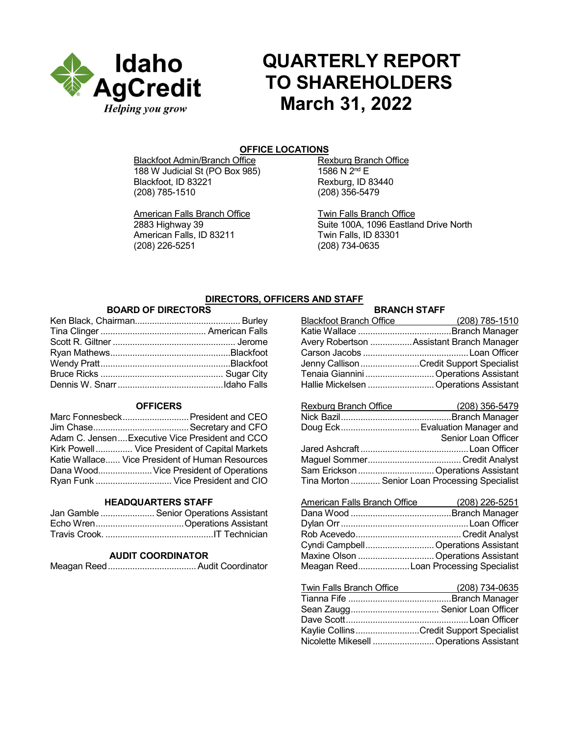Idaho AgCredit

*Helping you grow*

# QUARTERLY REPORT TO SHAREHOLDERS March 31, 2022

## OFFICE LOCATIONS

Blackfoot Admin/Branch Office
188 W Judicial St (PO Box 985)
Blackfoot, ID 83221
(208) 785-1510

Rexburg Branch Office
1586 N 2nd E
Rexburg, ID 83440
(208) 356-5479

American Falls Branch Office
2883 Highway 39
American Falls, ID 83211
(208) 226-5251

Twin Falls Branch Office
Suite 100A, 1096 Eastland Drive North
Twin Falls, ID 83301
(208) 734-0635

## DIRECTORS, OFFICERS AND STAFF

### BOARD OF DIRECTORS

Ken Black, Chairman .......... Burley
Tina Clinger .......... American Falls
Scott R. Giltner .......... Jerome
Ryan Mathews .......... Blackfoot
Wendy Pratt .......... Blackfoot
Bruce Ricks .......... Sugar City
Dennis W. Snarr .......... Idaho Falls

### OFFICERS

Marc Fonnesbeck .......... President and CEO
Jim Chase .......... Secretary and CFO
Adam C. Jensen .......... Executive Vice President and CCO
Kirk Powell .......... Vice President of Capital Markets
Katie Wallace .......... Vice President of Human Resources
Dana Wood .......... Vice President of Operations
Ryan Funk .......... Vice President and CIO

### HEADQUARTERS STAFF

Jan Gamble .......... Senior Operations Assistant
Echo Wren .......... Operations Assistant
Travis Crook. .......... IT Technician

### AUDIT COORDINATOR

Meagan Reed .......... Audit Coordinator

### BRANCH STAFF

Blackfoot Branch Office (208) 785-1510

Katie Wallace .......... Branch Manager
Avery Robertson .......... Assistant Branch Manager
Carson Jacobs .......... Loan Officer
Jenny Callison .......... Credit Support Specialist
Tenaia Giannini .......... Operations Assistant
Hallie Mickelsen .......... Operations Assistant

Rexburg Branch Office (208) 356-5479

Nick Bazil .......... Branch Manager
Doug Eck .......... Evaluation Manager and Senior Loan Officer
Jared Ashcraft .......... Loan Officer
Maguel Sommer .......... Credit Analyst
Sam Erickson .......... Operations Assistant
Tina Morton .......... Senior Loan Processing Specialist

American Falls Branch Office (208) 226-5251

Dana Wood .......... Branch Manager
Dylan Orr .......... Loan Officer
Rob Acevedo .......... Credit Analyst
Cyndi Campbell .......... Operations Assistant
Maxine Olson .......... Operations Assistant
Meagan Reed .......... Loan Processing Specialist

Twin Falls Branch Office (208) 734-0635

Tianna Fife .......... Branch Manager
Sean Zaugg .......... Senior Loan Officer
Dave Scott .......... Loan Officer
Kaylie Collins .......... Credit Support Specialist
Nicolette Mikesell .......... Operations Assistant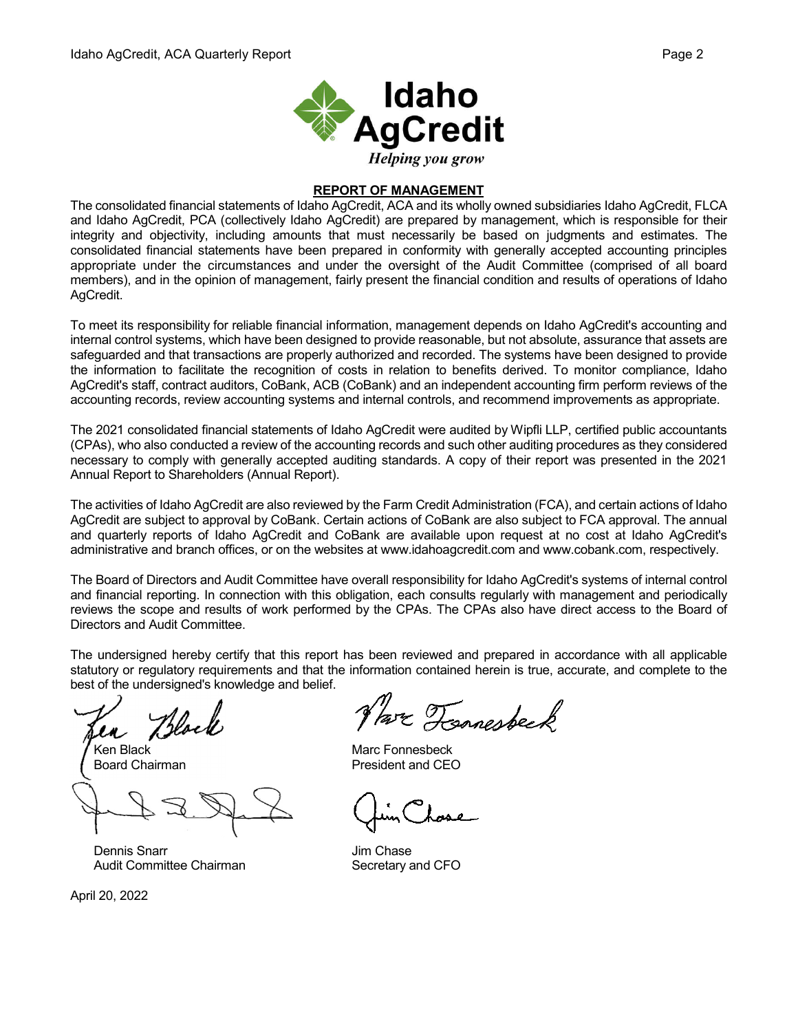## REPORT OF MANAGEMENT

The consolidated financial statements of Idaho AgCredit, ACA and its wholly owned subsidiaries Idaho AgCredit, FLCA and Idaho AgCredit, PCA (collectively Idaho AgCredit) are prepared by management, which is responsible for their integrity and objectivity, including amounts that must necessarily be based on judgments and estimates. The consolidated financial statements have been prepared in conformity with generally accepted accounting principles appropriate under the circumstances and under the oversight of the Audit Committee (comprised of all board members), and in the opinion of management, fairly present the financial condition and results of operations of Idaho AgCredit.

To meet its responsibility for reliable financial information, management depends on Idaho AgCredit's accounting and internal control systems, which have been designed to provide reasonable, but not absolute, assurance that assets are safeguarded and that transactions are properly authorized and recorded. The systems have been designed to provide the information to facilitate the recognition of costs in relation to benefits derived. To monitor compliance, Idaho AgCredit's staff, contract auditors, CoBank, ACB (CoBank) and an independent accounting firm perform reviews of the accounting records, review accounting systems and internal controls, and recommend improvements as appropriate.

The 2021 consolidated financial statements of Idaho AgCredit were audited by Wipfli LLP, certified public accountants (CPAs), who also conducted a review of the accounting records and such other auditing procedures as they considered necessary to comply with generally accepted auditing standards. A copy of their report was presented in the 2021 Annual Report to Shareholders (Annual Report).

The activities of Idaho AgCredit are also reviewed by the Farm Credit Administration (FCA), and certain actions of Idaho AgCredit are subject to approval by CoBank. Certain actions of CoBank are also subject to FCA approval. The annual and quarterly reports of Idaho AgCredit and CoBank are available upon request at no cost at Idaho AgCredit's administrative and branch offices, or on the websites at www.idahoagcredit.com and www.cobank.com, respectively.

The Board of Directors and Audit Committee have overall responsibility for Idaho AgCredit's systems of internal control and financial reporting. In connection with this obligation, each consults regularly with management and periodically reviews the scope and results of work performed by the CPAs. The CPAs also have direct access to the Board of Directors and Audit Committee.

The undersigned hereby certify that this report has been reviewed and prepared in accordance with all applicable statutory or regulatory requirements and that the information contained herein is true, accurate, and complete to the best of the undersigned's knowledge and belief.

Ken Black
Board Chairman

Marc Fonnesbeck
President and CEO

Dennis Snarr
Audit Committee Chairman

Jim Chase
Secretary and CFO

April 20, 2022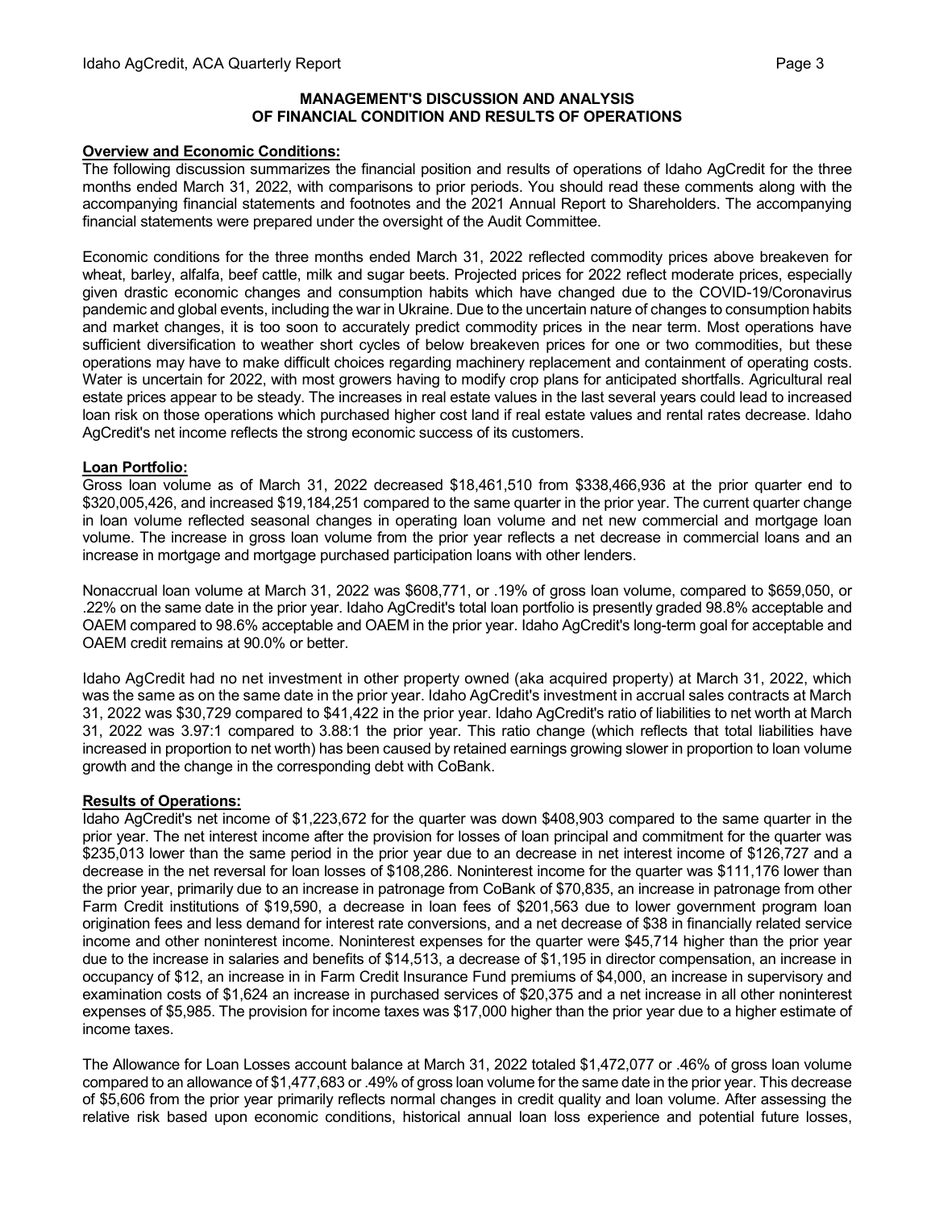## MANAGEMENT'S DISCUSSION AND ANALYSIS OF FINANCIAL CONDITION AND RESULTS OF OPERATIONS

**Overview and Economic Conditions:**

The following discussion summarizes the financial position and results of operations of Idaho AgCredit for the three months ended March 31, 2022, with comparisons to prior periods. You should read these comments along with the accompanying financial statements and footnotes and the 2021 Annual Report to Shareholders. The accompanying financial statements were prepared under the oversight of the Audit Committee.

Economic conditions for the three months ended March 31, 2022 reflected commodity prices above breakeven for wheat, barley, alfalfa, beef cattle, milk and sugar beets. Projected prices for 2022 reflect moderate prices, especially given drastic economic changes and consumption habits which have changed due to the COVID-19/Coronavirus pandemic and global events, including the war in Ukraine. Due to the uncertain nature of changes to consumption habits and market changes, it is too soon to accurately predict commodity prices in the near term. Most operations have sufficient diversification to weather short cycles of below breakeven prices for one or two commodities, but these operations may have to make difficult choices regarding machinery replacement and containment of operating costs. Water is uncertain for 2022, with most growers having to modify crop plans for anticipated shortfalls. Agricultural real estate prices appear to be steady. The increases in real estate values in the last several years could lead to increased loan risk on those operations which purchased higher cost land if real estate values and rental rates decrease. Idaho AgCredit's net income reflects the strong economic success of its customers.

**Loan Portfolio:**

Gross loan volume as of March 31, 2022 decreased $18,461,510 from $338,466,936 at the prior quarter end to $320,005,426, and increased $19,184,251 compared to the same quarter in the prior year. The current quarter change in loan volume reflected seasonal changes in operating loan volume and net new commercial and mortgage loan volume. The increase in gross loan volume from the prior year reflects a net decrease in commercial loans and an increase in mortgage and mortgage purchased participation loans with other lenders.

Nonaccrual loan volume at March 31, 2022 was $608,771, or .19% of gross loan volume, compared to $659,050, or .22% on the same date in the prior year. Idaho AgCredit's total loan portfolio is presently graded 98.8% acceptable and OAEM compared to 98.6% acceptable and OAEM in the prior year. Idaho AgCredit's long-term goal for acceptable and OAEM credit remains at 90.0% or better.

Idaho AgCredit had no net investment in other property owned (aka acquired property) at March 31, 2022, which was the same as on the same date in the prior year. Idaho AgCredit's investment in accrual sales contracts at March 31, 2022 was $30,729 compared to $41,422 in the prior year. Idaho AgCredit's ratio of liabilities to net worth at March 31, 2022 was 3.97:1 compared to 3.88:1 the prior year. This ratio change (which reflects that total liabilities have increased in proportion to net worth) has been caused by retained earnings growing slower in proportion to loan volume growth and the change in the corresponding debt with CoBank.

**Results of Operations:**

Idaho AgCredit's net income of $1,223,672 for the quarter was down $408,903 compared to the same quarter in the prior year. The net interest income after the provision for losses of loan principal and commitment for the quarter was $235,013 lower than the same period in the prior year due to an decrease in net interest income of $126,727 and a decrease in the net reversal for loan losses of $108,286. Noninterest income for the quarter was $111,176 lower than the prior year, primarily due to an increase in patronage from CoBank of $70,835, an increase in patronage from other Farm Credit institutions of $19,590, a decrease in loan fees of $201,563 due to lower government program loan origination fees and less demand for interest rate conversions, and a net decrease of $38 in financially related service income and other noninterest income. Noninterest expenses for the quarter were $45,714 higher than the prior year due to the increase in salaries and benefits of $14,513, a decrease of $1,195 in director compensation, an increase in occupancy of $12, an increase in in Farm Credit Insurance Fund premiums of $4,000, an increase in supervisory and examination costs of $1,624 an increase in purchased services of $20,375 and a net increase in all other noninterest expenses of $5,985. The provision for income taxes was $17,000 higher than the prior year due to a higher estimate of income taxes.

The Allowance for Loan Losses account balance at March 31, 2022 totaled $1,472,077 or .46% of gross loan volume compared to an allowance of $1,477,683 or .49% of gross loan volume for the same date in the prior year. This decrease of $5,606 from the prior year primarily reflects normal changes in credit quality and loan volume. After assessing the relative risk based upon economic conditions, historical annual loan loss experience and potential future losses,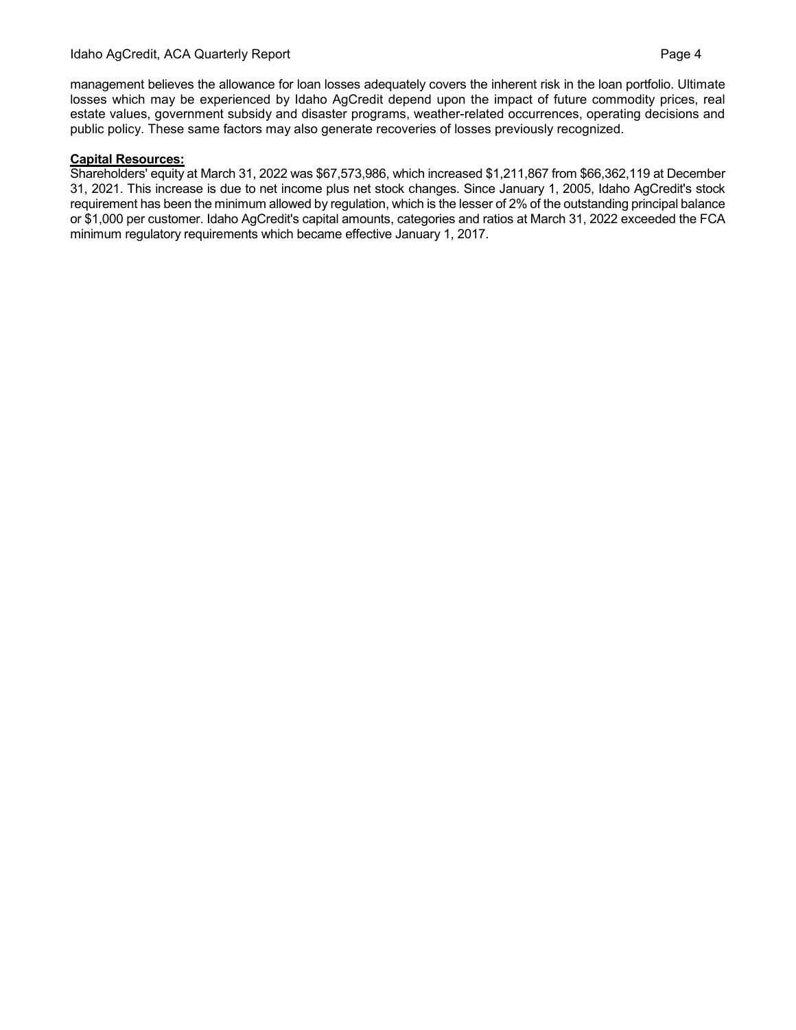management believes the allowance for loan losses adequately covers the inherent risk in the loan portfolio. Ultimate losses which may be experienced by Idaho AgCredit depend upon the impact of future commodity prices, real estate values, government subsidy and disaster programs, weather-related occurrences, operating decisions and public policy. These same factors may also generate recoveries of losses previously recognized.

**Capital Resources:**

Shareholders' equity at March 31, 2022 was $67,573,986, which increased $1,211,867 from $66,362,119 at December 31, 2021. This increase is due to net income plus net stock changes. Since January 1, 2005, Idaho AgCredit's stock requirement has been the minimum allowed by regulation, which is the lesser of 2% of the outstanding principal balance or $1,000 per customer. Idaho AgCredit's capital amounts, categories and ratios at March 31, 2022 exceeded the FCA minimum regulatory requirements which became effective January 1, 2017.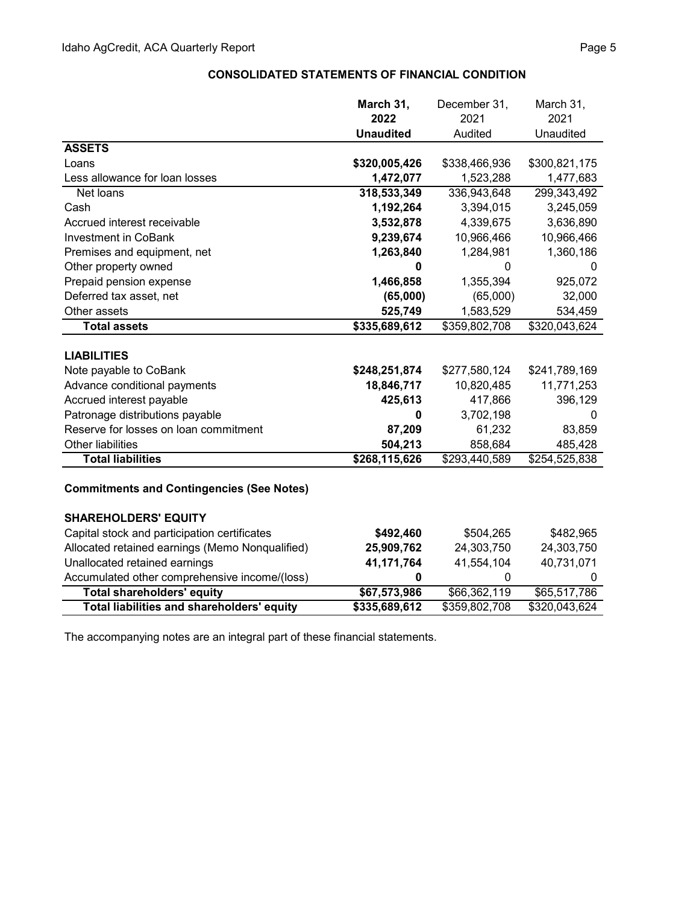## CONSOLIDATED STATEMENTS OF FINANCIAL CONDITION

| | **March 31, 2022 Unaudited** | December 31, 2021 Audited | March 31, 2021 Unaudited |
|---|---|---|---|
| **ASSETS** | | | |
| Loans | **$320,005,426** | $338,466,936 | $300,821,175 |
| Less allowance for loan losses | **1,472,077** | 1,523,288 | 1,477,683 |
| Net loans | **318,533,349** | 336,943,648 | 299,343,492 |
| Cash | **1,192,264** | 3,394,015 | 3,245,059 |
| Accrued interest receivable | **3,532,878** | 4,339,675 | 3,636,890 |
| Investment in CoBank | **9,239,674** | 10,966,466 | 10,966,466 |
| Premises and equipment, net | **1,263,840** | 1,284,981 | 1,360,186 |
| Other property owned | **0** | 0 | 0 |
| Prepaid pension expense | **1,466,858** | 1,355,394 | 925,072 |
| Deferred tax asset, net | **(65,000)** | (65,000) | 32,000 |
| Other assets | **525,749** | 1,583,529 | 534,459 |
| **Total assets** | **$335,689,612** | $359,802,708 | $320,043,624 |
| | | | |
| **LIABILITIES** | | | |
| Note payable to CoBank | **$248,251,874** | $277,580,124 | $241,789,169 |
| Advance conditional payments | **18,846,717** | 10,820,485 | 11,771,253 |
| Accrued interest payable | **425,613** | 417,866 | 396,129 |
| Patronage distributions payable | **0** | 3,702,198 | 0 |
| Reserve for losses on loan commitment | **87,209** | 61,232 | 83,859 |
| Other liabilities | **504,213** | 858,684 | 485,428 |
| **Total liabilities** | **$268,115,626** | $293,440,589 | $254,525,838 |
| | | | |
| **Commitments and Contingencies (See Notes)** | | | |
| | | | |
| **SHAREHOLDERS' EQUITY** | | | |
| Capital stock and participation certificates | **$492,460** | $504,265 | $482,965 |
| Allocated retained earnings (Memo Nonqualified) | **25,909,762** | 24,303,750 | 24,303,750 |
| Unallocated retained earnings | **41,171,764** | 41,554,104 | 40,731,071 |
| Accumulated other comprehensive income/(loss) | **0** | 0 | 0 |
| **Total shareholders' equity** | **$67,573,986** | $66,362,119 | $65,517,786 |
| **Total liabilities and shareholders' equity** | **$335,689,612** | $359,802,708 | $320,043,624 |

The accompanying notes are an integral part of these financial statements.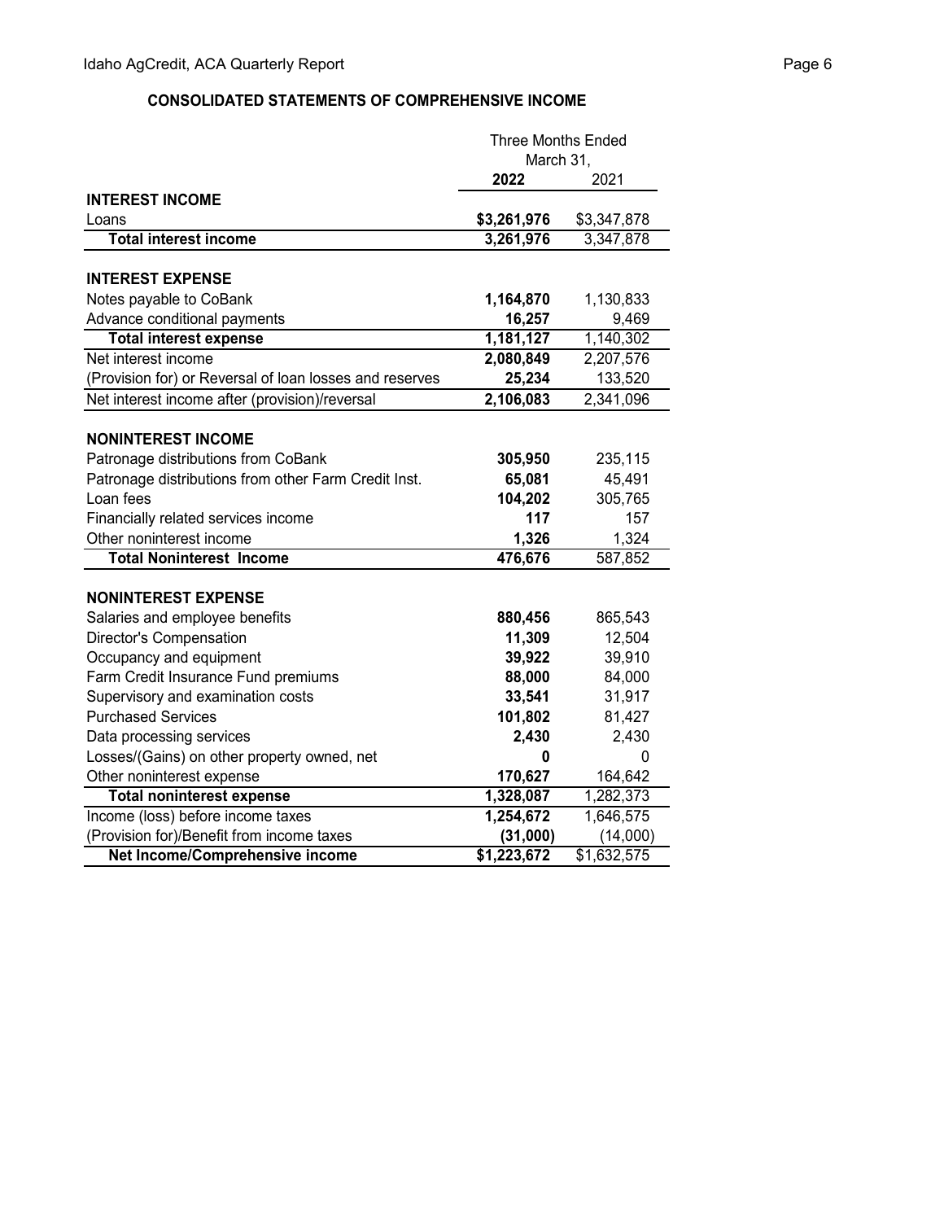## CONSOLIDATED STATEMENTS OF COMPREHENSIVE INCOME

| | Three Months Ended March 31, | |
|---|---|---|
| | **2022** | 2021 |
| **INTEREST INCOME** | | |
| Loans | **$3,261,976** | $3,347,878 |
| **Total interest income** | **3,261,976** | 3,347,878 |
| | | |
| **INTEREST EXPENSE** | | |
| Notes payable to CoBank | **1,164,870** | 1,130,833 |
| Advance conditional payments | **16,257** | 9,469 |
| **Total interest expense** | **1,181,127** | 1,140,302 |
| Net interest income | **2,080,849** | 2,207,576 |
| (Provision for) or Reversal of loan losses and reserves | **25,234** | 133,520 |
| Net interest income after (provision)/reversal | **2,106,083** | 2,341,096 |
| | | |
| **NONINTEREST INCOME** | | |
| Patronage distributions from CoBank | **305,950** | 235,115 |
| Patronage distributions from other Farm Credit Inst. | **65,081** | 45,491 |
| Loan fees | **104,202** | 305,765 |
| Financially related services income | **117** | 157 |
| Other noninterest income | **1,326** | 1,324 |
| **Total Noninterest Income** | **476,676** | 587,852 |
| | | |
| **NONINTEREST EXPENSE** | | |
| Salaries and employee benefits | **880,456** | 865,543 |
| Director's Compensation | **11,309** | 12,504 |
| Occupancy and equipment | **39,922** | 39,910 |
| Farm Credit Insurance Fund premiums | **88,000** | 84,000 |
| Supervisory and examination costs | **33,541** | 31,917 |
| Purchased Services | **101,802** | 81,427 |
| Data processing services | **2,430** | 2,430 |
| Losses/(Gains) on other property owned, net | **0** | 0 |
| Other noninterest expense | **170,627** | 164,642 |
| **Total noninterest expense** | **1,328,087** | 1,282,373 |
| Income (loss) before income taxes | **1,254,672** | 1,646,575 |
| (Provision for)/Benefit from income taxes | **(31,000)** | (14,000) |
| **Net Income/Comprehensive income** | **$1,223,672** | $1,632,575 |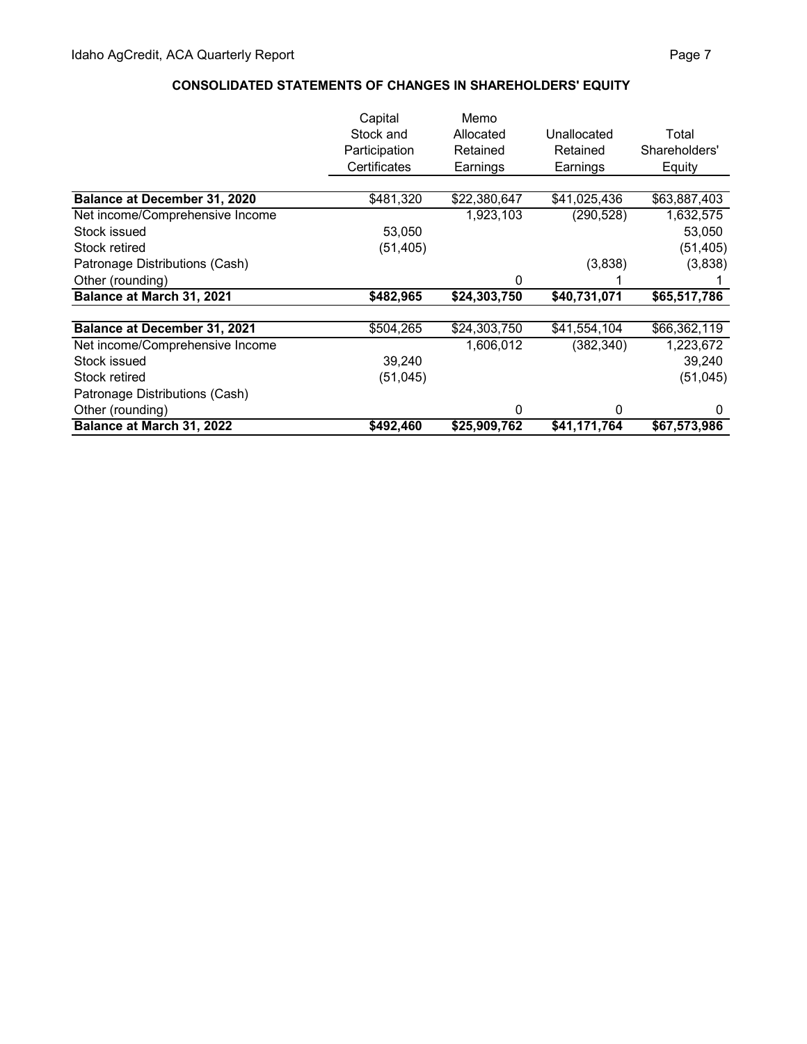## CONSOLIDATED STATEMENTS OF CHANGES IN SHAREHOLDERS' EQUITY

| | Capital Stock and Participation Certificates | Memo Allocated Retained Earnings | Unallocated Retained Earnings | Total Shareholders' Equity |
|---|---|---|---|---|
| **Balance at December 31, 2020** | $481,320 | $22,380,647 | $41,025,436 | $63,887,403 |
| Net income/Comprehensive Income | | 1,923,103 | (290,528) | 1,632,575 |
| Stock issued | 53,050 | | | 53,050 |
| Stock retired | (51,405) | | | (51,405) |
| Patronage Distributions (Cash) | | | (3,838) | (3,838) |
| Other (rounding) | | 0 | 1 | 1 |
| **Balance at March 31, 2021** | **$482,965** | **$24,303,750** | **$40,731,071** | **$65,517,786** |
| | | | | |
| **Balance at December 31, 2021** | $504,265 | $24,303,750 | $41,554,104 | $66,362,119 |
| Net income/Comprehensive Income | | 1,606,012 | (382,340) | 1,223,672 |
| Stock issued | 39,240 | | | 39,240 |
| Stock retired | (51,045) | | | (51,045) |
| Patronage Distributions (Cash) | | | | |
| Other (rounding) | | 0 | 0 | 0 |
| **Balance at March 31, 2022** | **$492,460** | **$25,909,762** | **$41,171,764** | **$67,573,986** |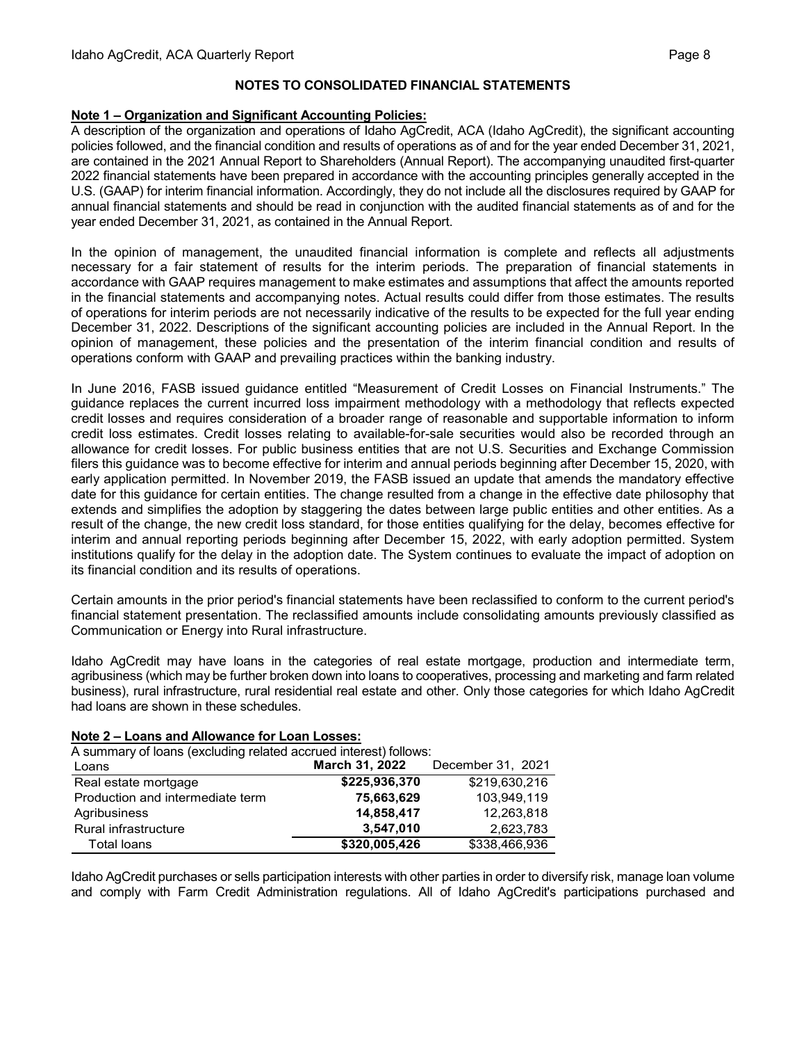## NOTES TO CONSOLIDATED FINANCIAL STATEMENTS

**Note 1 – Organization and Significant Accounting Policies:**

A description of the organization and operations of Idaho AgCredit, ACA (Idaho AgCredit), the significant accounting policies followed, and the financial condition and results of operations as of and for the year ended December 31, 2021, are contained in the 2021 Annual Report to Shareholders (Annual Report). The accompanying unaudited first-quarter 2022 financial statements have been prepared in accordance with the accounting principles generally accepted in the U.S. (GAAP) for interim financial information. Accordingly, they do not include all the disclosures required by GAAP for annual financial statements and should be read in conjunction with the audited financial statements as of and for the year ended December 31, 2021, as contained in the Annual Report.

In the opinion of management, the unaudited financial information is complete and reflects all adjustments necessary for a fair statement of results for the interim periods. The preparation of financial statements in accordance with GAAP requires management to make estimates and assumptions that affect the amounts reported in the financial statements and accompanying notes. Actual results could differ from those estimates. The results of operations for interim periods are not necessarily indicative of the results to be expected for the full year ending December 31, 2022. Descriptions of the significant accounting policies are included in the Annual Report. In the opinion of management, these policies and the presentation of the interim financial condition and results of operations conform with GAAP and prevailing practices within the banking industry.

In June 2016, FASB issued guidance entitled "Measurement of Credit Losses on Financial Instruments." The guidance replaces the current incurred loss impairment methodology with a methodology that reflects expected credit losses and requires consideration of a broader range of reasonable and supportable information to inform credit loss estimates. Credit losses relating to available-for-sale securities would also be recorded through an allowance for credit losses. For public business entities that are not U.S. Securities and Exchange Commission filers this guidance was to become effective for interim and annual periods beginning after December 15, 2020, with early application permitted. In November 2019, the FASB issued an update that amends the mandatory effective date for this guidance for certain entities. The change resulted from a change in the effective date philosophy that extends and simplifies the adoption by staggering the dates between large public entities and other entities. As a result of the change, the new credit loss standard, for those entities qualifying for the delay, becomes effective for interim and annual reporting periods beginning after December 15, 2022, with early adoption permitted. System institutions qualify for the delay in the adoption date. The System continues to evaluate the impact of adoption on its financial condition and its results of operations.

Certain amounts in the prior period's financial statements have been reclassified to conform to the current period's financial statement presentation. The reclassified amounts include consolidating amounts previously classified as Communication or Energy into Rural infrastructure.

Idaho AgCredit may have loans in the categories of real estate mortgage, production and intermediate term, agribusiness (which may be further broken down into loans to cooperatives, processing and marketing and farm related business), rural infrastructure, rural residential real estate and other. Only those categories for which Idaho AgCredit had loans are shown in these schedules.

**Note 2 – Loans and Allowance for Loan Losses:**

A summary of loans (excluding related accrued interest) follows:

| Loans | **March 31, 2022** | December 31, 2021 |
|---|---|---|
| Real estate mortgage | **$225,936,370** | $219,630,216 |
| Production and intermediate term | **75,663,629** | 103,949,119 |
| Agribusiness | **14,858,417** | 12,263,818 |
| Rural infrastructure | **3,547,010** | 2,623,783 |
| Total loans | **$320,005,426** | $338,466,936 |

Idaho AgCredit purchases or sells participation interests with other parties in order to diversify risk, manage loan volume and comply with Farm Credit Administration regulations. All of Idaho AgCredit's participations purchased and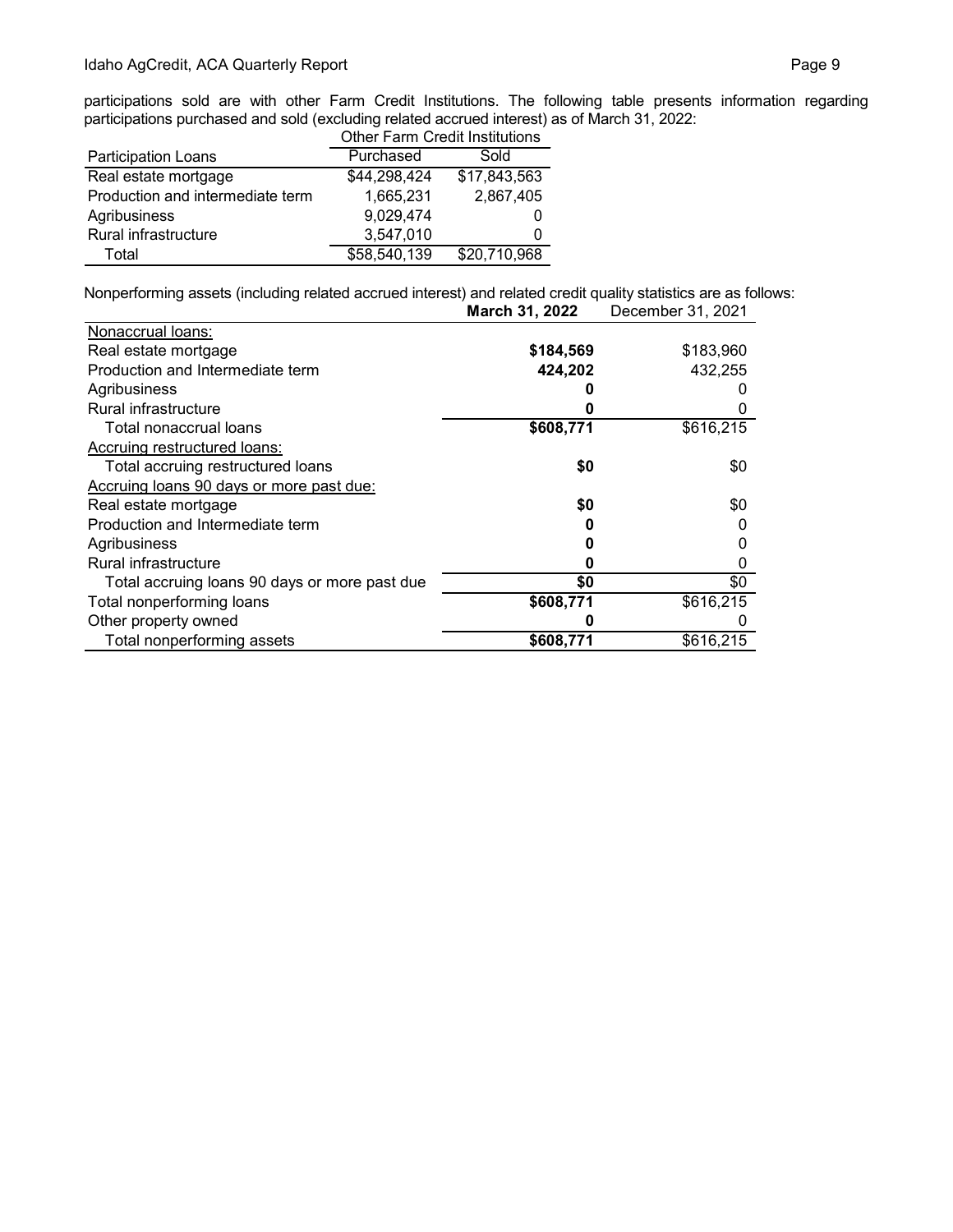participations sold are with other Farm Credit Institutions. The following table presents information regarding participations purchased and sold (excluding related accrued interest) as of March 31, 2022:

| | Other Farm Credit Institutions | |
|---|---|---|
| Participation Loans | Purchased | Sold |
| Real estate mortgage | $44,298,424 | $17,843,563 |
| Production and intermediate term | 1,665,231 | 2,867,405 |
| Agribusiness | 9,029,474 | 0 |
| Rural infrastructure | 3,547,010 | 0 |
| Total | $58,540,139 | $20,710,968 |

Nonperforming assets (including related accrued interest) and related credit quality statistics are as follows:

| | **March 31, 2022** | December 31, 2021 |
|---|---|---|
| Nonaccrual loans: | | |
| Real estate mortgage | **$184,569** | $183,960 |
| Production and Intermediate term | **424,202** | 432,255 |
| Agribusiness | **0** | 0 |
| Rural infrastructure | **0** | 0 |
| Total nonaccrual loans | **$608,771** | $616,215 |
| Accruing restructured loans: | | |
| Total accruing restructured loans | **$0** | $0 |
| Accruing loans 90 days or more past due: | | |
| Real estate mortgage | **$0** | $0 |
| Production and Intermediate term | **0** | 0 |
| Agribusiness | **0** | 0 |
| Rural infrastructure | **0** | 0 |
| Total accruing loans 90 days or more past due | **$0** | $0 |
| Total nonperforming loans | **$608,771** | $616,215 |
| Other property owned | **0** | 0 |
| Total nonperforming assets | **$608,771** | $616,215 |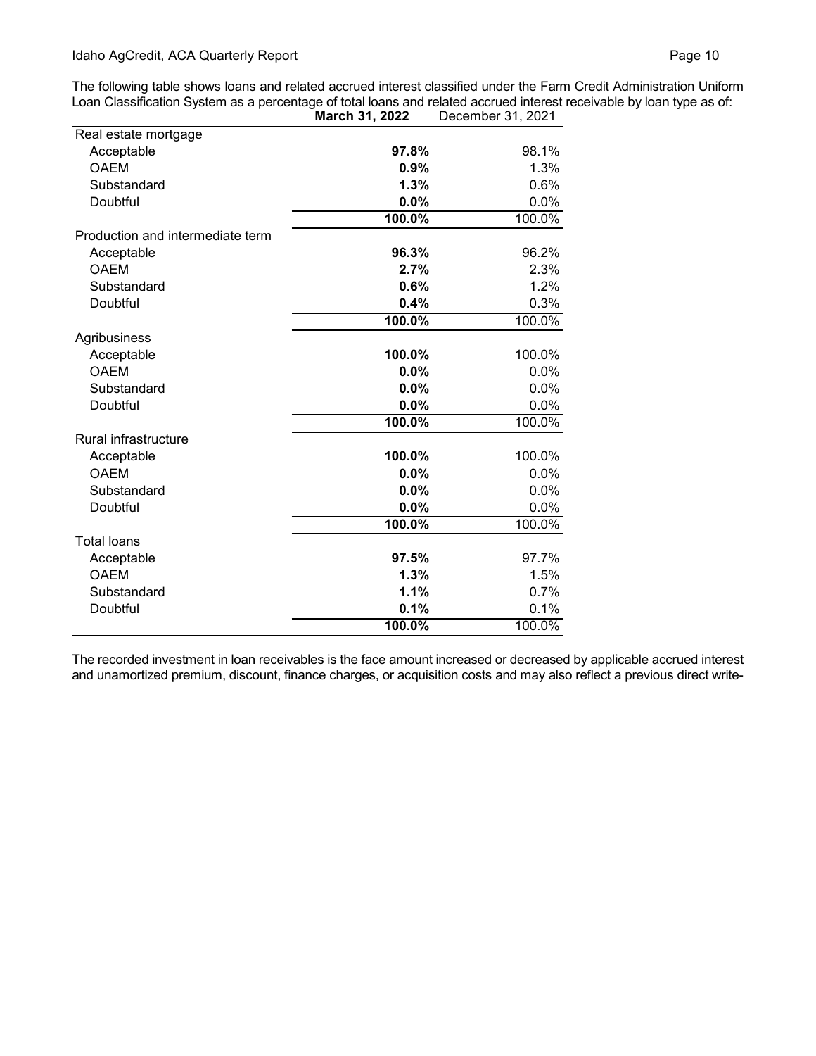The following table shows loans and related accrued interest classified under the Farm Credit Administration Uniform Loan Classification System as a percentage of total loans and related accrued interest receivable by loan type as of:

| | **March 31, 2022** | December 31, 2021 |
|---|---|---|
| Real estate mortgage | | |
| Acceptable | **97.8%** | 98.1% |
| OAEM | **0.9%** | 1.3% |
| Substandard | **1.3%** | 0.6% |
| Doubtful | **0.0%** | 0.0% |
| | **100.0%** | 100.0% |
| Production and intermediate term | | |
| Acceptable | **96.3%** | 96.2% |
| OAEM | **2.7%** | 2.3% |
| Substandard | **0.6%** | 1.2% |
| Doubtful | **0.4%** | 0.3% |
| | **100.0%** | 100.0% |
| Agribusiness | | |
| Acceptable | **100.0%** | 100.0% |
| OAEM | **0.0%** | 0.0% |
| Substandard | **0.0%** | 0.0% |
| Doubtful | **0.0%** | 0.0% |
| | **100.0%** | 100.0% |
| Rural infrastructure | | |
| Acceptable | **100.0%** | 100.0% |
| OAEM | **0.0%** | 0.0% |
| Substandard | **0.0%** | 0.0% |
| Doubtful | **0.0%** | 0.0% |
| | **100.0%** | 100.0% |
| Total loans | | |
| Acceptable | **97.5%** | 97.7% |
| OAEM | **1.3%** | 1.5% |
| Substandard | **1.1%** | 0.7% |
| Doubtful | **0.1%** | 0.1% |
| | **100.0%** | 100.0% |

The recorded investment in loan receivables is the face amount increased or decreased by applicable accrued interest and unamortized premium, discount, finance charges, or acquisition costs and may also reflect a previous direct write-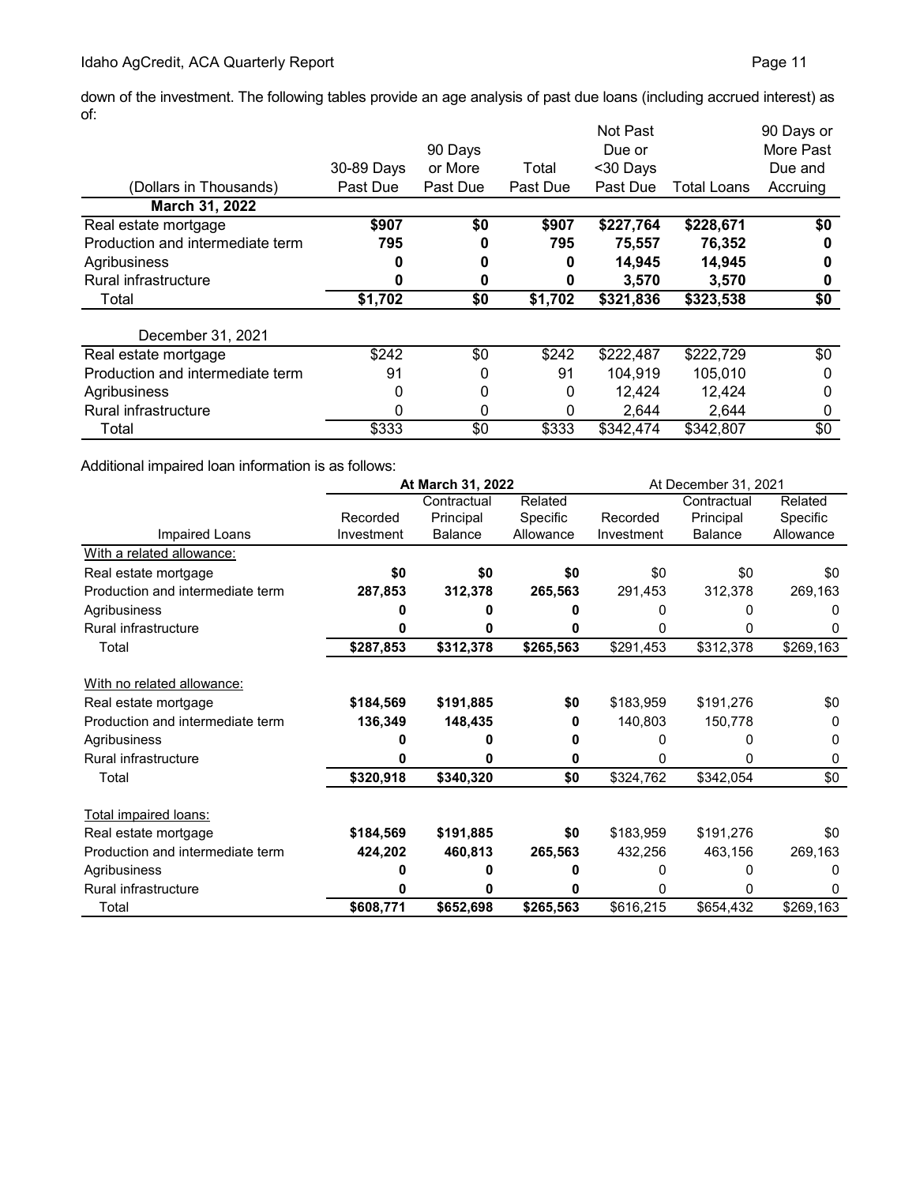down of the investment. The following tables provide an age analysis of past due loans (including accrued interest) as of:

| (Dollars in Thousands) | 30-89 Days Past Due | 90 Days or More Past Due | Total Past Due | Not Past Due or <30 Days Past Due | Total Loans | 90 Days or More Past Due and Accruing |
|---|---|---|---|---|---|---|
| **March 31, 2022** | | | | | | |
| Real estate mortgage | **$907** | **$0** | **$907** | **$227,764** | **$228,671** | **$0** |
| Production and intermediate term | **795** | **0** | **795** | **75,557** | **76,352** | **0** |
| Agribusiness | **0** | **0** | **0** | **14,945** | **14,945** | **0** |
| Rural infrastructure | **0** | **0** | **0** | **3,570** | **3,570** | **0** |
| Total | **$1,702** | **$0** | **$1,702** | **$321,836** | **$323,538** | **$0** |
| December 31, 2021 | | | | | | |
| Real estate mortgage | $242 | $0 | $242 | $222,487 | $222,729 | $0 |
| Production and intermediate term | 91 | 0 | 91 | 104,919 | 105,010 | 0 |
| Agribusiness | 0 | 0 | 0 | 12,424 | 12,424 | 0 |
| Rural infrastructure | 0 | 0 | 0 | 2,644 | 2,644 | 0 |
| Total | $333 | $0 | $333 | $342,474 | $342,807 | $0 |

Additional impaired loan information is as follows:

| | **At March 31, 2022** | | | At December 31, 2021 | | |
|---|---|---|---|---|---|---|
| Impaired Loans | Recorded Investment | Contractual Principal Balance | Related Specific Allowance | Recorded Investment | Contractual Principal Balance | Related Specific Allowance |
| With a related allowance: | | | | | | |
| Real estate mortgage | **$0** | **$0** | **$0** | $0 | $0 | $0 |
| Production and intermediate term | **287,853** | **312,378** | **265,563** | 291,453 | 312,378 | 269,163 |
| Agribusiness | **0** | **0** | **0** | 0 | 0 | 0 |
| Rural infrastructure | **0** | **0** | **0** | 0 | 0 | 0 |
| Total | **$287,853** | **$312,378** | **$265,563** | $291,453 | $312,378 | $269,163 |
| With no related allowance: | | | | | | |
| Real estate mortgage | **$184,569** | **$191,885** | **$0** | $183,959 | $191,276 | $0 |
| Production and intermediate term | **136,349** | **148,435** | **0** | 140,803 | 150,778 | 0 |
| Agribusiness | **0** | **0** | **0** | 0 | 0 | 0 |
| Rural infrastructure | **0** | **0** | **0** | 0 | 0 | 0 |
| Total | **$320,918** | **$340,320** | **$0** | $324,762 | $342,054 | $0 |
| Total impaired loans: | | | | | | |
| Real estate mortgage | **$184,569** | **$191,885** | **$0** | $183,959 | $191,276 | $0 |
| Production and intermediate term | **424,202** | **460,813** | **265,563** | 432,256 | 463,156 | 269,163 |
| Agribusiness | **0** | **0** | **0** | 0 | 0 | 0 |
| Rural infrastructure | **0** | **0** | **0** | 0 | 0 | 0 |
| Total | **$608,771** | **$652,698** | **$265,563** | $616,215 | $654,432 | $269,163 |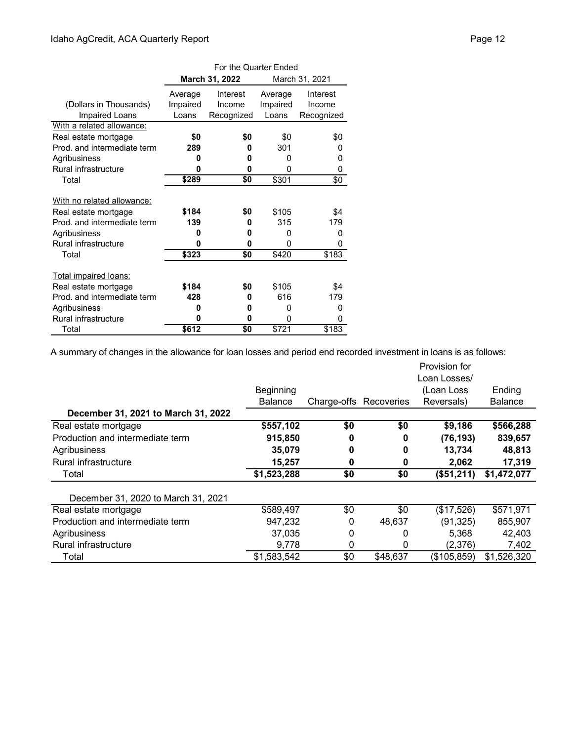| (Dollars in Thousands) Impaired Loans | For the Quarter Ended March 31, 2022 Average Impaired Loans | Interest Income Recognized | March 31, 2021 Average Impaired Loans | Interest Income Recognized |
|---|---|---|---|---|
| With a related allowance: | | | | |
| Real estate mortgage | **$0** | **$0** | $0 | $0 |
| Prod. and intermediate term | **289** | **0** | 301 | 0 |
| Agribusiness | **0** | **0** | 0 | 0 |
| Rural infrastructure | **0** | **0** | 0 | 0 |
| Total | **$289** | **$0** | $301 | $0 |
| With no related allowance: | | | | |
| Real estate mortgage | **$184** | **$0** | $105 | $4 |
| Prod. and intermediate term | **139** | **0** | 315 | 179 |
| Agribusiness | **0** | **0** | 0 | 0 |
| Rural infrastructure | **0** | **0** | 0 | 0 |
| Total | **$323** | **$0** | $420 | $183 |
| Total impaired loans: | | | | |
| Real estate mortgage | **$184** | **$0** | $105 | $4 |
| Prod. and intermediate term | **428** | **0** | 616 | 179 |
| Agribusiness | **0** | **0** | 0 | 0 |
| Rural infrastructure | **0** | **0** | 0 | 0 |
| Total | **$612** | **$0** | $721 | $183 |

A summary of changes in the allowance for loan losses and period end recorded investment in loans is as follows:

| | Beginning Balance | Charge-offs | Recoveries | Provision for Loan Losses/ (Loan Loss Reversals) | Ending Balance |
|---|---|---|---|---|---|
| **December 31, 2021 to March 31, 2022** | | | | | |
| Real estate mortgage | **$557,102** | **$0** | **$0** | **$9,186** | **$566,288** |
| Production and intermediate term | **915,850** | **0** | **0** | **(76,193)** | **839,657** |
| Agribusiness | **35,079** | **0** | **0** | **13,734** | **48,813** |
| Rural infrastructure | **15,257** | **0** | **0** | **2,062** | **17,319** |
| Total | **$1,523,288** | **$0** | **$0** | **($51,211)** | **$1,472,077** |
| December 31, 2020 to March 31, 2021 | | | | | |
| Real estate mortgage | $589,497 | $0 | $0 | ($17,526) | $571,971 |
| Production and intermediate term | 947,232 | 0 | 48,637 | (91,325) | 855,907 |
| Agribusiness | 37,035 | 0 | 0 | 5,368 | 42,403 |
| Rural infrastructure | 9,778 | 0 | 0 | (2,376) | 7,402 |
| Total | $1,583,542 | $0 | $48,637 | ($105,859) | $1,526,320 |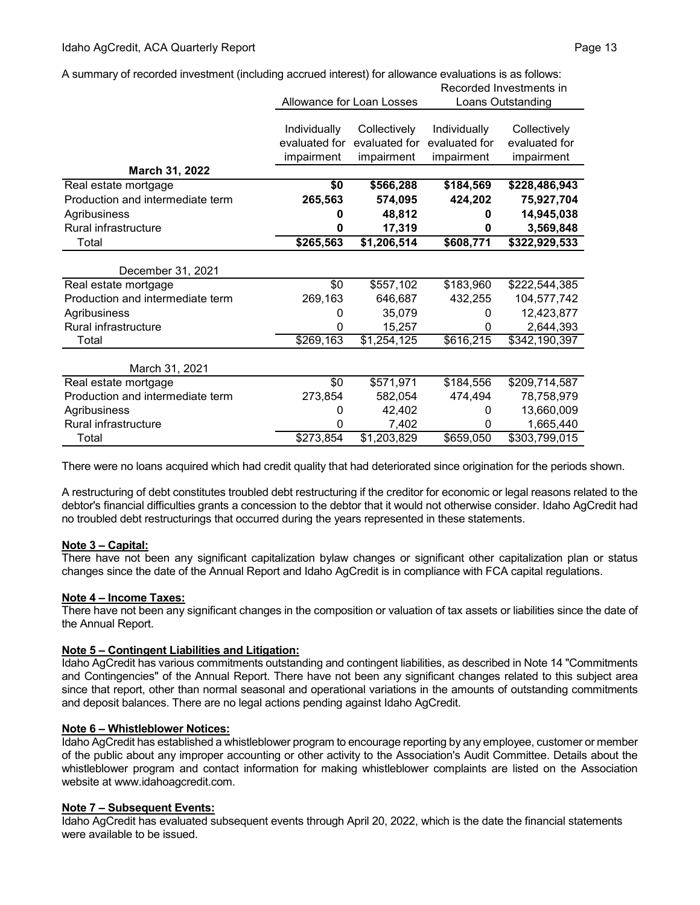A summary of recorded investment (including accrued interest) for allowance evaluations is as follows:

| | Allowance for Loan Losses | | Recorded Investments in Loans Outstanding | |
|---|---|---|---|---|
| | Individually evaluated for impairment | Collectively evaluated for impairment | Individually evaluated for impairment | Collectively evaluated for impairment |
| **March 31, 2022** | | | | |
| Real estate mortgage | **\$0** | **\$566,288** | **\$184,569** | **\$228,486,943** |
| Production and intermediate term | **265,563** | **574,095** | **424,202** | **75,927,704** |
| Agribusiness | **0** | **48,812** | **0** | **14,945,038** |
| Rural infrastructure | **0** | **17,319** | **0** | **3,569,848** |
| Total | **\$265,563** | **\$1,206,514** | **\$608,771** | **\$322,929,533** |
| December 31, 2021 | | | | |
| Real estate mortgage | \$0 | \$557,102 | \$183,960 | \$222,544,385 |
| Production and intermediate term | 269,163 | 646,687 | 432,255 | 104,577,742 |
| Agribusiness | 0 | 35,079 | 0 | 12,423,877 |
| Rural infrastructure | 0 | 15,257 | 0 | 2,644,393 |
| Total | \$269,163 | \$1,254,125 | \$616,215 | \$342,190,397 |
| March 31, 2021 | | | | |
| Real estate mortgage | \$0 | \$571,971 | \$184,556 | \$209,714,587 |
| Production and intermediate term | 273,854 | 582,054 | 474,494 | 78,758,979 |
| Agribusiness | 0 | 42,402 | 0 | 13,660,009 |
| Rural infrastructure | 0 | 7,402 | 0 | 1,665,440 |
| Total | \$273,854 | \$1,203,829 | \$659,050 | \$303,799,015 |

There were no loans acquired which had credit quality that had deteriorated since origination for the periods shown.

A restructuring of debt constitutes troubled debt restructuring if the creditor for economic or legal reasons related to the debtor's financial difficulties grants a concession to the debtor that it would not otherwise consider. Idaho AgCredit had no troubled debt restructurings that occurred during the years represented in these statements.

**Note 3 – Capital:**

There have not been any significant capitalization bylaw changes or significant other capitalization plan or status changes since the date of the Annual Report and Idaho AgCredit is in compliance with FCA capital regulations.

**Note 4 – Income Taxes:**

There have not been any significant changes in the composition or valuation of tax assets or liabilities since the date of the Annual Report.

**Note 5 – Contingent Liabilities and Litigation:**

Idaho AgCredit has various commitments outstanding and contingent liabilities, as described in Note 14 "Commitments and Contingencies" of the Annual Report. There have not been any significant changes related to this subject area since that report, other than normal seasonal and operational variations in the amounts of outstanding commitments and deposit balances. There are no legal actions pending against Idaho AgCredit.

**Note 6 – Whistleblower Notices:**

Idaho AgCredit has established a whistleblower program to encourage reporting by any employee, customer or member of the public about any improper accounting or other activity to the Association's Audit Committee. Details about the whistleblower program and contact information for making whistleblower complaints are listed on the Association website at www.idahoagcredit.com.

**Note 7 – Subsequent Events:**

Idaho AgCredit has evaluated subsequent events through April 20, 2022, which is the date the financial statements were available to be issued.